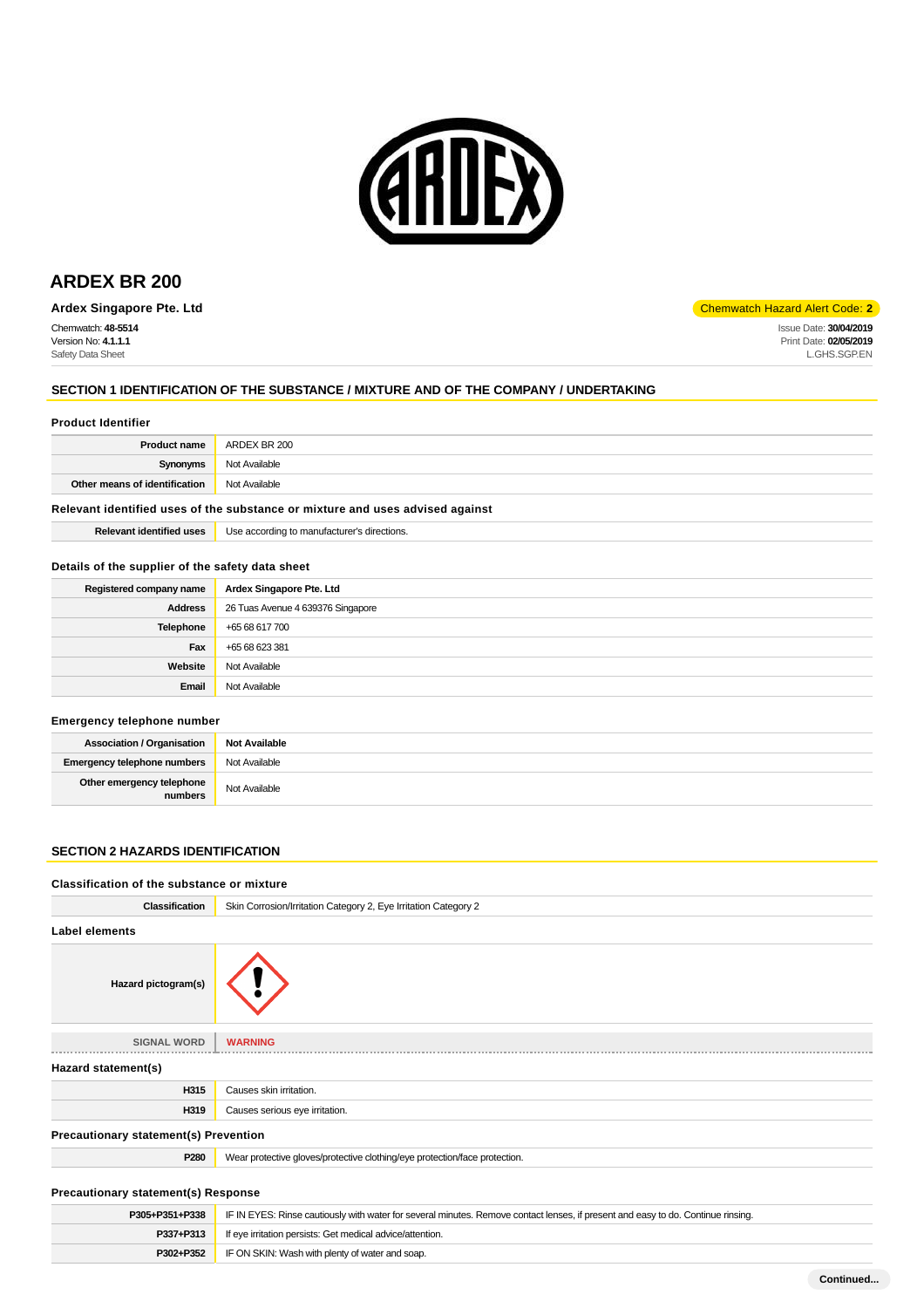# ARDEX BR 200

**Ardex Singapore Pte. Ltd**

Chemwatch Hazard Alert Code: **2**

Chemwatch: **48-5514**
Version No: **4.1.1.1**
Safety Data Sheet

Issue Date: **30/04/2019**
Print Date: **02/05/2019**
L.GHS.SGP.EN

## SECTION 1 IDENTIFICATION OF THE SUBSTANCE / MIXTURE AND OF THE COMPANY / UNDERTAKING

### Product Identifier

| | |
|---|---|
| **Product name** | ARDEX BR 200 |
| **Synonyms** | Not Available |
| **Other means of identification** | Not Available |

### Relevant identified uses of the substance or mixture and uses advised against

| | |
|---|---|
| **Relevant identified uses** | Use according to manufacturer's directions. |

### Details of the supplier of the safety data sheet

| | |
|---|---|
| **Registered company name** | **Ardex Singapore Pte. Ltd** |
| **Address** | 26 Tuas Avenue 4 639376 Singapore |
| **Telephone** | +65 68 617 700 |
| **Fax** | +65 68 623 381 |
| **Website** | Not Available |
| **Email** | Not Available |

### Emergency telephone number

| | |
|---|---|
| **Association / Organisation** | **Not Available** |
| **Emergency telephone numbers** | Not Available |
| **Other emergency telephone numbers** | Not Available |

## SECTION 2 HAZARDS IDENTIFICATION

### Classification of the substance or mixture

| | |
|---|---|
| **Classification** | Skin Corrosion/Irritation Category 2, Eye Irritation Category 2 |

### Label elements

| | |
|---|---|
| **Hazard pictogram(s)** | |
| **SIGNAL WORD** | **WARNING** |

### Hazard statement(s)

| | |
|---|---|
| **H315** | Causes skin irritation. |
| **H319** | Causes serious eye irritation. |

### Precautionary statement(s) Prevention

| | |
|---|---|
| **P280** | Wear protective gloves/protective clothing/eye protection/face protection. |

### Precautionary statement(s) Response

| | |
|---|---|
| **P305+P351+P338** | IF IN EYES: Rinse cautiously with water for several minutes. Remove contact lenses, if present and easy to do. Continue rinsing. |
| **P337+P313** | If eye irritation persists: Get medical advice/attention. |
| **P302+P352** | IF ON SKIN: Wash with plenty of water and soap. |

Continued...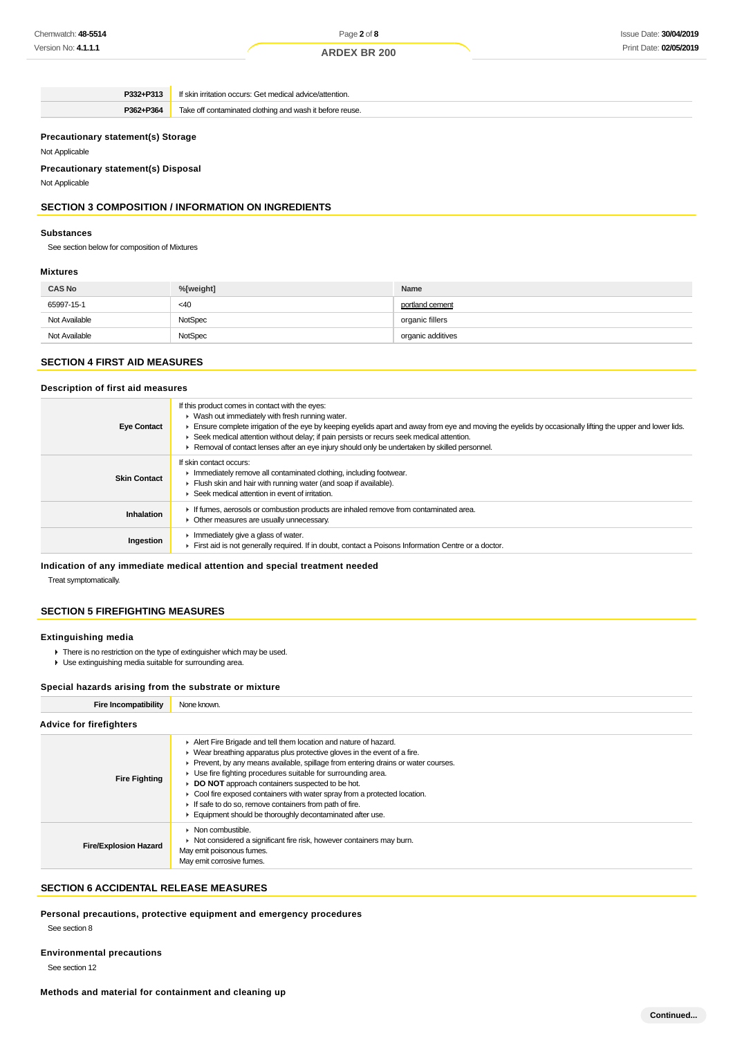| | |
|---|---|
| **P332+P313** | If skin irritation occurs: Get medical advice/attention. |
| **P362+P364** | Take off contaminated clothing and wash it before reuse. |

### Precautionary statement(s) Storage

Not Applicable

### Precautionary statement(s) Disposal

Not Applicable

## SECTION 3 COMPOSITION / INFORMATION ON INGREDIENTS

### Substances

See section below for composition of Mixtures

### Mixtures

| CAS No | %[weight] | Name |
|---|---|---|
| 65997-15-1 | <40 | portland cement |
| Not Available | NotSpec | organic fillers |
| Not Available | NotSpec | organic additives |

## SECTION 4 FIRST AID MEASURES

### Description of first aid measures

| | |
|---|---|
| **Eye Contact** | If this product comes in contact with the eyes:<br>▸ Wash out immediately with fresh running water.<br>▸ Ensure complete irrigation of the eye by keeping eyelids apart and away from eye and moving the eyelids by occasionally lifting the upper and lower lids.<br>▸ Seek medical attention without delay; if pain persists or recurs seek medical attention.<br>▸ Removal of contact lenses after an eye injury should only be undertaken by skilled personnel. |
| **Skin Contact** | If skin contact occurs:<br>▸ Immediately remove all contaminated clothing, including footwear.<br>▸ Flush skin and hair with running water (and soap if available).<br>▸ Seek medical attention in event of irritation. |
| **Inhalation** | ▸ If fumes, aerosols or combustion products are inhaled remove from contaminated area.<br>▸ Other measures are usually unnecessary. |
| **Ingestion** | ▸ Immediately give a glass of water.<br>▸ First aid is not generally required. If in doubt, contact a Poisons Information Centre or a doctor. |

### Indication of any immediate medical attention and special treatment needed

Treat symptomatically.

## SECTION 5 FIREFIGHTING MEASURES

### Extinguishing media

- There is no restriction on the type of extinguisher which may be used.
- Use extinguishing media suitable for surrounding area.

### Special hazards arising from the substrate or mixture

| | |
|---|---|
| **Fire Incompatibility** | None known. |

### Advice for firefighters

| | |
|---|---|
| **Fire Fighting** | ▸ Alert Fire Brigade and tell them location and nature of hazard.<br>▸ Wear breathing apparatus plus protective gloves in the event of a fire.<br>▸ Prevent, by any means available, spillage from entering drains or water courses.<br>▸ Use fire fighting procedures suitable for surrounding area.<br>▸ **DO NOT** approach containers suspected to be hot.<br>▸ Cool fire exposed containers with water spray from a protected location.<br>▸ If safe to do so, remove containers from path of fire.<br>▸ Equipment should be thoroughly decontaminated after use. |
| **Fire/Explosion Hazard** | ▸ Non combustible.<br>▸ Not considered a significant fire risk, however containers may burn.<br>May emit poisonous fumes.<br>May emit corrosive fumes. |

## SECTION 6 ACCIDENTAL RELEASE MEASURES

### Personal precautions, protective equipment and emergency procedures

See section 8

### Environmental precautions

See section 12

### Methods and material for containment and cleaning up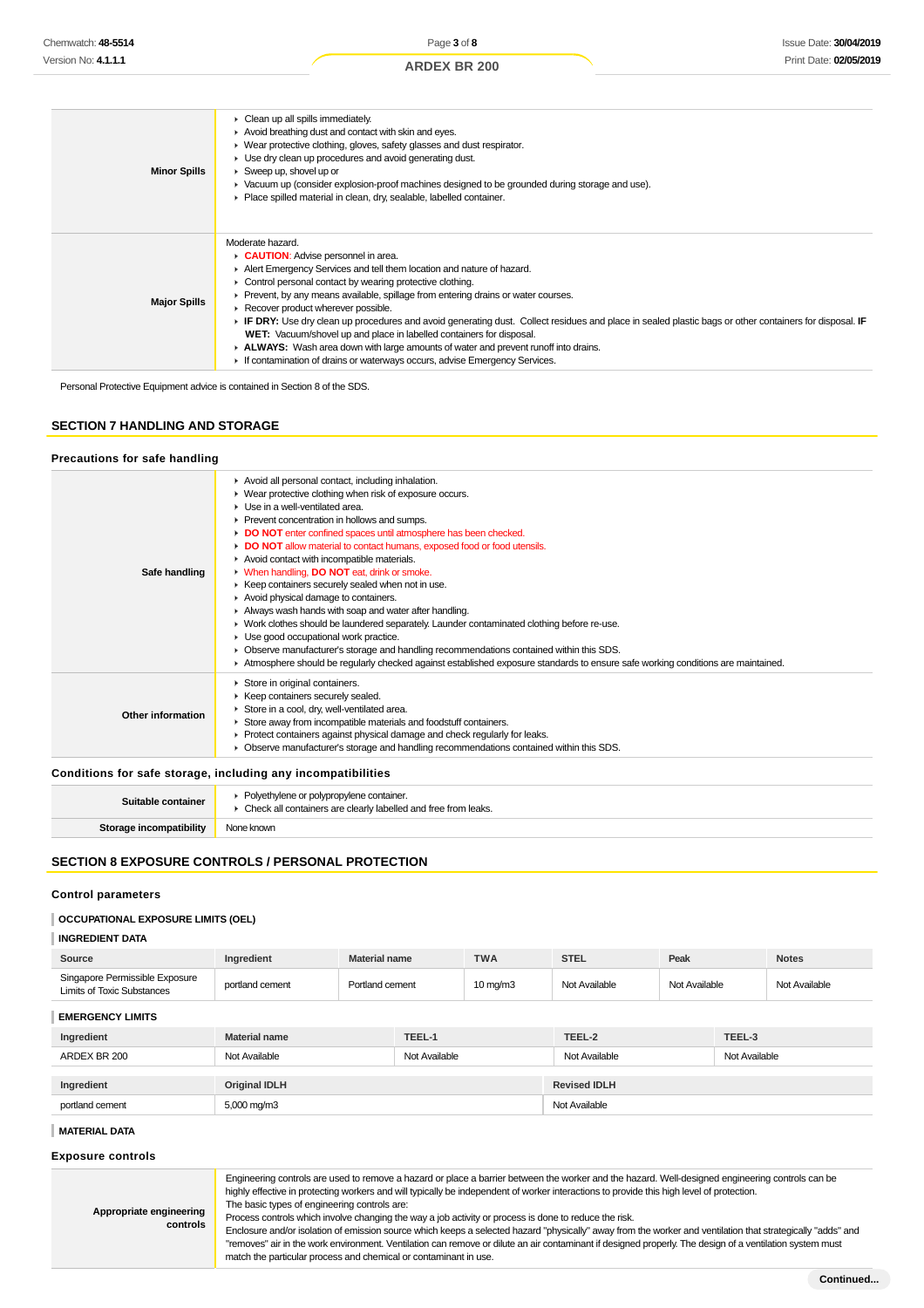| | |
|---|---|
| **Minor Spills** | ▸ Clean up all spills immediately.<br>▸ Avoid breathing dust and contact with skin and eyes.<br>▸ Wear protective clothing, gloves, safety glasses and dust respirator.<br>▸ Use dry clean up procedures and avoid generating dust.<br>▸ Sweep up, shovel up or<br>▸ Vacuum up (consider explosion-proof machines designed to be grounded during storage and use).<br>▸ Place spilled material in clean, dry, sealable, labelled container. |
| **Major Spills** | Moderate hazard.<br>▸ **CAUTION**: Advise personnel in area.<br>▸ Alert Emergency Services and tell them location and nature of hazard.<br>▸ Control personal contact by wearing protective clothing.<br>▸ Prevent, by any means available, spillage from entering drains or water courses.<br>▸ Recover product wherever possible.<br>▸ **IF DRY:** Use dry clean up procedures and avoid generating dust. Collect residues and place in sealed plastic bags or other containers for disposal. **IF WET:** Vacuum/shovel up and place in labelled containers for disposal.<br>▸ **ALWAYS:** Wash area down with large amounts of water and prevent runoff into drains.<br>▸ If contamination of drains or waterways occurs, advise Emergency Services. |

Personal Protective Equipment advice is contained in Section 8 of the SDS.

## SECTION 7 HANDLING AND STORAGE

### Precautions for safe handling

| | |
|---|---|
| **Safe handling** | ▸ Avoid all personal contact, including inhalation.<br>▸ Wear protective clothing when risk of exposure occurs.<br>▸ Use in a well-ventilated area.<br>▸ Prevent concentration in hollows and sumps.<br>▸ **DO NOT** enter confined spaces until atmosphere has been checked.<br>▸ **DO NOT** allow material to contact humans, exposed food or food utensils.<br>▸ Avoid contact with incompatible materials.<br>▸ When handling, **DO NOT** eat, drink or smoke.<br>▸ Keep containers securely sealed when not in use.<br>▸ Avoid physical damage to containers.<br>▸ Always wash hands with soap and water after handling.<br>▸ Work clothes should be laundered separately. Launder contaminated clothing before re-use.<br>▸ Use good occupational work practice.<br>▸ Observe manufacturer's storage and handling recommendations contained within this SDS.<br>▸ Atmosphere should be regularly checked against established exposure standards to ensure safe working conditions are maintained. |
| **Other information** | ▸ Store in original containers.<br>▸ Keep containers securely sealed.<br>▸ Store in a cool, dry, well-ventilated area.<br>▸ Store away from incompatible materials and foodstuff containers.<br>▸ Protect containers against physical damage and check regularly for leaks.<br>▸ Observe manufacturer's storage and handling recommendations contained within this SDS. |

### Conditions for safe storage, including any incompatibilities

| | |
|---|---|
| **Suitable container** | ▸ Polyethylene or polypropylene container.<br>▸ Check all containers are clearly labelled and free from leaks. |
| **Storage incompatibility** | None known |

## SECTION 8 EXPOSURE CONTROLS / PERSONAL PROTECTION

### Control parameters

#### OCCUPATIONAL EXPOSURE LIMITS (OEL)

#### INGREDIENT DATA

| Source | Ingredient | Material name | TWA | STEL | Peak | Notes |
|---|---|---|---|---|---|---|
| Singapore Permissible Exposure Limits of Toxic Substances | portland cement | Portland cement | 10 mg/m3 | Not Available | Not Available | Not Available |

#### EMERGENCY LIMITS

| Ingredient | Material name | TEEL-1 | TEEL-2 | TEEL-3 |
|---|---|---|---|---|
| ARDEX BR 200 | Not Available | Not Available | Not Available | Not Available |

| Ingredient | Original IDLH | Revised IDLH |
|---|---|---|
| portland cement | 5,000 mg/m3 | Not Available |

#### MATERIAL DATA

### Exposure controls

| | |
|---|---|
| **Appropriate engineering controls** | Engineering controls are used to remove a hazard or place a barrier between the worker and the hazard. Well-designed engineering controls can be highly effective in protecting workers and will typically be independent of worker interactions to provide this high level of protection.<br>The basic types of engineering controls are:<br>Process controls which involve changing the way a job activity or process is done to reduce the risk.<br>Enclosure and/or isolation of emission source which keeps a selected hazard "physically" away from the worker and ventilation that strategically "adds" and "removes" air in the work environment. Ventilation can remove or dilute an air contaminant if designed properly. The design of a ventilation system must match the particular process and chemical or contaminant in use. |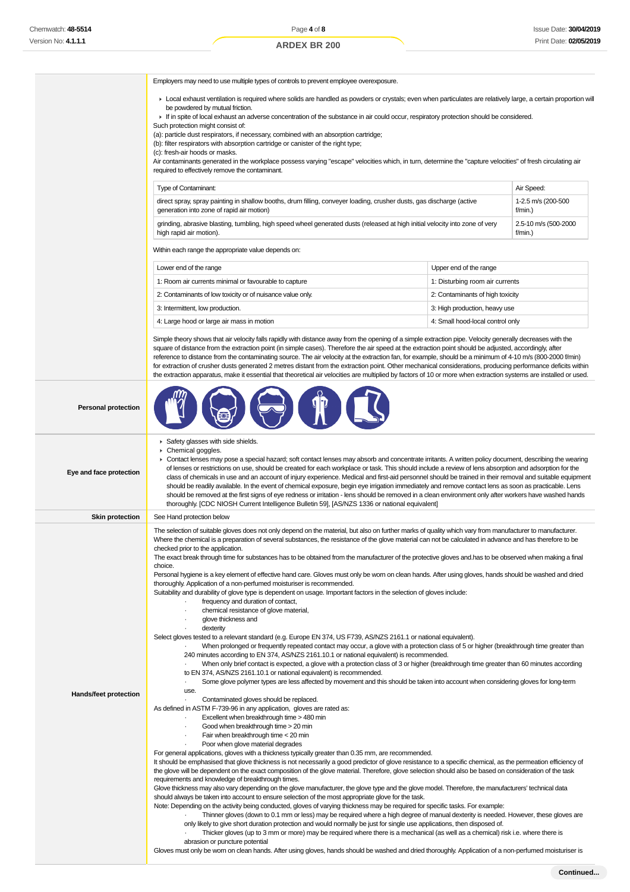Employers may need to use multiple types of controls to prevent employee overexposure.

- Local exhaust ventilation is required where solids are handled as powders or crystals; even when particulates are relatively large, a certain proportion will be powdered by mutual friction.
- If in spite of local exhaust an adverse concentration of the substance in air could occur, respiratory protection should be considered.

Such protection might consist of:
(a): particle dust respirators, if necessary, combined with an absorption cartridge;
(b): filter respirators with absorption cartridge or canister of the right type;
(c): fresh-air hoods or masks.
Air contaminants generated in the workplace possess varying "escape" velocities which, in turn, determine the "capture velocities" of fresh circulating air required to effectively remove the contaminant.

| Type of Contaminant: | Air Speed: |
|---|---|
| direct spray, spray painting in shallow booths, drum filling, conveyer loading, crusher dusts, gas discharge (active generation into zone of rapid air motion) | 1-2.5 m/s (200-500 f/min.) |
| grinding, abrasive blasting, tumbling, high speed wheel generated dusts (released at high initial velocity into zone of very high rapid air motion). | 2.5-10 m/s (500-2000 f/min.) |

Within each range the appropriate value depends on:

| Lower end of the range | Upper end of the range |
|---|---|
| 1: Room air currents minimal or favourable to capture | 1: Disturbing room air currents |
| 2: Contaminants of low toxicity or of nuisance value only. | 2: Contaminants of high toxicity |
| 3: Intermittent, low production. | 3: High production, heavy use |
| 4: Large hood or large air mass in motion | 4: Small hood-local control only |

Simple theory shows that air velocity falls rapidly with distance away from the opening of a simple extraction pipe. Velocity generally decreases with the square of distance from the extraction point (in simple cases). Therefore the air speed at the extraction point should be adjusted, accordingly, after reference to distance from the contaminating source. The air velocity at the extraction fan, for example, should be a minimum of 4-10 m/s (800-2000 f/min) for extraction of crusher dusts generated 2 metres distant from the extraction point. Other mechanical considerations, producing performance deficits within the extraction apparatus, make it essential that theoretical air velocities are multiplied by factors of 10 or more when extraction systems are installed or used.

**Personal protection**

**Eye and face protection**

- Safety glasses with side shields.
- Chemical goggles.
- Contact lenses may pose a special hazard; soft contact lenses may absorb and concentrate irritants. A written policy document, describing the wearing of lenses or restrictions on use, should be created for each workplace or task. This should include a review of lens absorption and adsorption for the class of chemicals in use and an account of injury experience. Medical and first-aid personnel should be trained in their removal and suitable equipment should be readily available. In the event of chemical exposure, begin eye irrigation immediately and remove contact lens as soon as practicable. Lens should be removed at the first signs of eye redness or irritation - lens should be removed in a clean environment only after workers have washed hands thoroughly. [CDC NIOSH Current Intelligence Bulletin 59], [AS/NZS 1336 or national equivalent]

**Skin protection**

See Hand protection below

**Hands/feet protection**

The selection of suitable gloves does not only depend on the material, but also on further marks of quality which vary from manufacturer to manufacturer. Where the chemical is a preparation of several substances, the resistance of the glove material can not be calculated in advance and has therefore to be checked prior to the application.
The exact break through time for substances has to be obtained from the manufacturer of the protective gloves and.has to be observed when making a final choice.
Personal hygiene is a key element of effective hand care. Gloves must only be worn on clean hands. After using gloves, hands should be washed and dried thoroughly. Application of a non-perfumed moisturiser is recommended.
Suitability and durability of glove type is dependent on usage. Important factors in the selection of gloves include:

- frequency and duration of contact,
- chemical resistance of glove material,
- glove thickness and
- dexterity

Select gloves tested to a relevant standard (e.g. Europe EN 374, US F739, AS/NZS 2161.1 or national equivalent).

- When prolonged or frequently repeated contact may occur, a glove with a protection class of 5 or higher (breakthrough time greater than 240 minutes according to EN 374, AS/NZS 2161.10.1 or national equivalent) is recommended.
- When only brief contact is expected, a glove with a protection class of 3 or higher (breakthrough time greater than 60 minutes according to EN 374, AS/NZS 2161.10.1 or national equivalent) is recommended.
- Some glove polymer types are less affected by movement and this should be taken into account when considering gloves for long-term use.
- Contaminated gloves should be replaced.

As defined in ASTM F-739-96 in any application, gloves are rated as:

- Excellent when breakthrough time > 480 min
- Good when breakthrough time > 20 min
- Fair when breakthrough time < 20 min
- Poor when glove material degrades

For general applications, gloves with a thickness typically greater than 0.35 mm, are recommended.
It should be emphasised that glove thickness is not necessarily a good predictor of glove resistance to a specific chemical, as the permeation efficiency of the glove will be dependent on the exact composition of the glove material. Therefore, glove selection should also be based on consideration of the task requirements and knowledge of breakthrough times.
Glove thickness may also vary depending on the glove manufacturer, the glove type and the glove model. Therefore, the manufacturers' technical data should always be taken into account to ensure selection of the most appropriate glove for the task.
Note: Depending on the activity being conducted, gloves of varying thickness may be required for specific tasks. For example:

- Thinner gloves (down to 0.1 mm or less) may be required where a high degree of manual dexterity is needed. However, these gloves are only likely to give short duration protection and would normally be just for single use applications, then disposed of.
- Thicker gloves (up to 3 mm or more) may be required where there is a mechanical (as well as a chemical) risk i.e. where there is abrasion or puncture potential

Gloves must only be worn on clean hands. After using gloves, hands should be washed and dried thoroughly. Application of a non-perfumed moisturiser is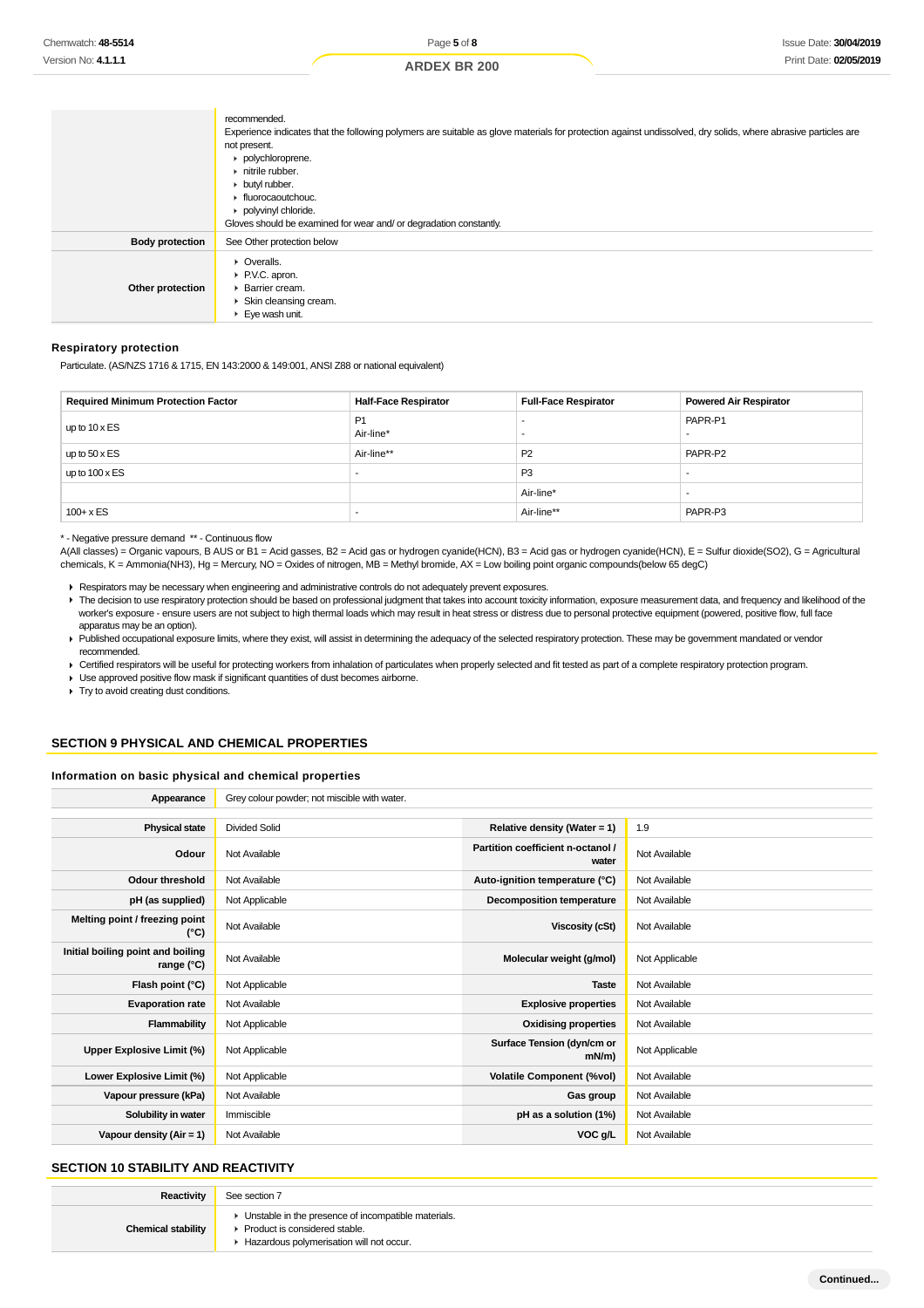| | |
|---|---|
| | recommended.<br>Experience indicates that the following polymers are suitable as glove materials for protection against undissolved, dry solids, where abrasive particles are not present.<br>▸ polychloroprene.<br>▸ nitrile rubber.<br>▸ butyl rubber.<br>▸ fluorocaoutchouc.<br>▸ polyvinyl chloride.<br>Gloves should be examined for wear and/ or degradation constantly. |
| **Body protection** | See Other protection below |
| **Other protection** | ▸ Overalls.<br>▸ P.V.C. apron.<br>▸ Barrier cream.<br>▸ Skin cleansing cream.<br>▸ Eye wash unit. |

### Respiratory protection

Particulate. (AS/NZS 1716 & 1715, EN 143:2000 & 149:001, ANSI Z88 or national equivalent)

| Required Minimum Protection Factor | Half-Face Respirator | Full-Face Respirator | Powered Air Respirator |
|---|---|---|---|
| up to 10 x ES | P1<br>Air-line* | -<br>- | PAPR-P1<br>- |
| up to 50 x ES | Air-line** | P2 | PAPR-P2 |
| up to 100 x ES | - | P3 | - |
| | | Air-line* | - |
| 100+ x ES | - | Air-line** | PAPR-P3 |

* - Negative pressure demand ** - Continuous flow

A(All classes) = Organic vapours, B AUS or B1 = Acid gasses, B2 = Acid gas or hydrogen cyanide(HCN), B3 = Acid gas or hydrogen cyanide(HCN), E = Sulfur dioxide(SO2), G = Agricultural chemicals, K = Ammonia(NH3), Hg = Mercury, NO = Oxides of nitrogen, MB = Methyl bromide, AX = Low boiling point organic compounds(below 65 degC)

- Respirators may be necessary when engineering and administrative controls do not adequately prevent exposures.
- The decision to use respiratory protection should be based on professional judgment that takes into account toxicity information, exposure measurement data, and frequency and likelihood of the worker's exposure - ensure users are not subject to high thermal loads which may result in heat stress or distress due to personal protective equipment (powered, positive flow, full face apparatus may be an option).
- Published occupational exposure limits, where they exist, will assist in determining the adequacy of the selected respiratory protection. These may be government mandated or vendor recommended.
- Certified respirators will be useful for protecting workers from inhalation of particulates when properly selected and fit tested as part of a complete respiratory protection program.
- Use approved positive flow mask if significant quantities of dust becomes airborne.
- Try to avoid creating dust conditions.

## SECTION 9 PHYSICAL AND CHEMICAL PROPERTIES

### Information on basic physical and chemical properties

| | | | |
|---|---|---|---|
| **Appearance** | Grey colour powder; not miscible with water. | | |
| **Physical state** | Divided Solid | **Relative density (Water = 1)** | 1.9 |
| **Odour** | Not Available | **Partition coefficient n-octanol / water** | Not Available |
| **Odour threshold** | Not Available | **Auto-ignition temperature (°C)** | Not Available |
| **pH (as supplied)** | Not Applicable | **Decomposition temperature** | Not Available |
| **Melting point / freezing point (°C)** | Not Available | **Viscosity (cSt)** | Not Available |
| **Initial boiling point and boiling range (°C)** | Not Available | **Molecular weight (g/mol)** | Not Applicable |
| **Flash point (°C)** | Not Applicable | **Taste** | Not Available |
| **Evaporation rate** | Not Available | **Explosive properties** | Not Available |
| **Flammability** | Not Applicable | **Oxidising properties** | Not Available |
| **Upper Explosive Limit (%)** | Not Applicable | **Surface Tension (dyn/cm or mN/m)** | Not Applicable |
| **Lower Explosive Limit (%)** | Not Applicable | **Volatile Component (%vol)** | Not Available |
| **Vapour pressure (kPa)** | Not Available | **Gas group** | Not Available |
| **Solubility in water** | Immiscible | **pH as a solution (1%)** | Not Available |
| **Vapour density (Air = 1)** | Not Available | **VOC g/L** | Not Available |

## SECTION 10 STABILITY AND REACTIVITY

| | |
|---|---|
| **Reactivity** | See section 7 |
| **Chemical stability** | ▸ Unstable in the presence of incompatible materials.<br>▸ Product is considered stable.<br>▸ Hazardous polymerisation will not occur. |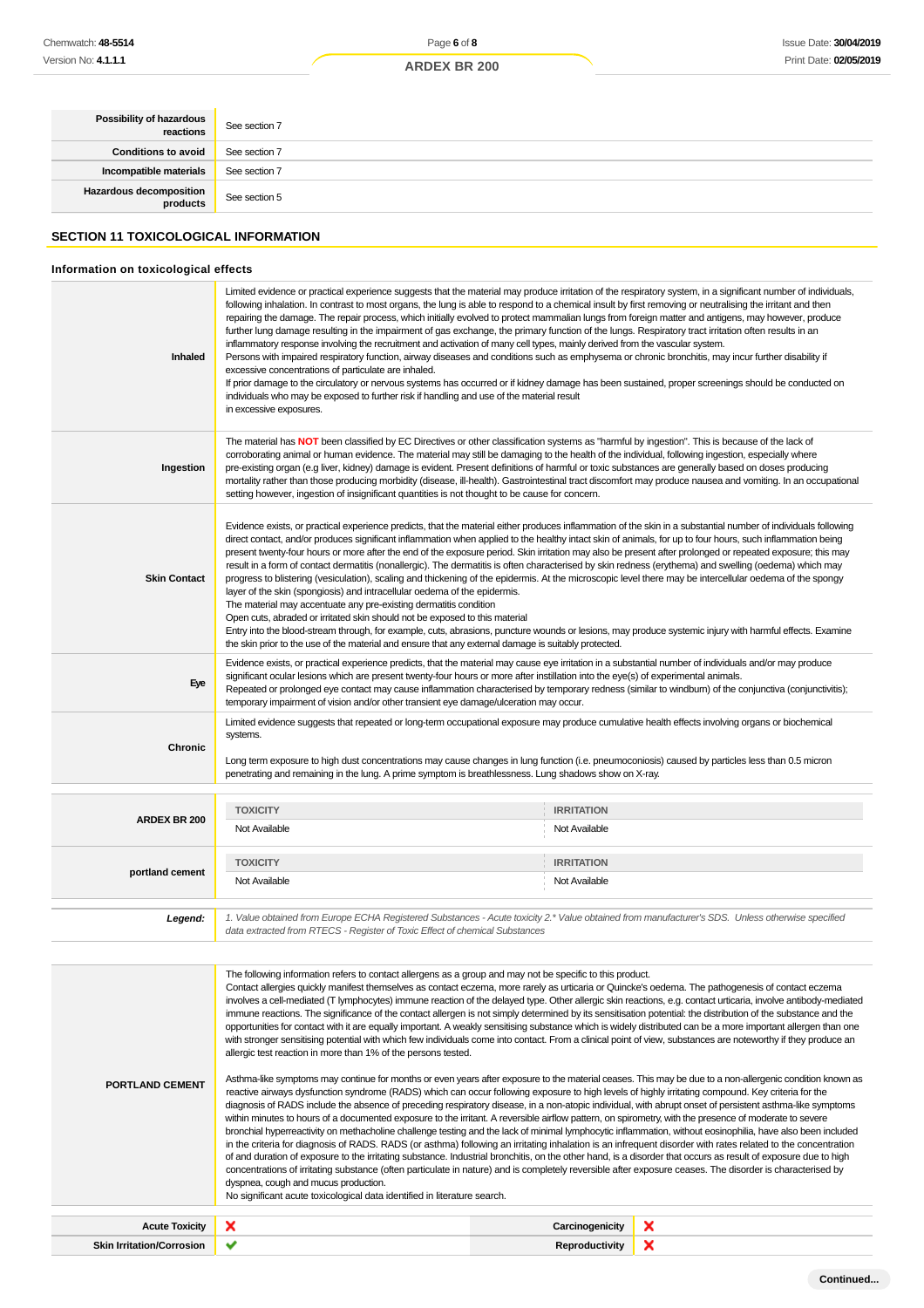| | |
|---|---|
| **Possibility of hazardous reactions** | See section 7 |
| **Conditions to avoid** | See section 7 |
| **Incompatible materials** | See section 7 |
| **Hazardous decomposition products** | See section 5 |

## SECTION 11 TOXICOLOGICAL INFORMATION

### Information on toxicological effects

| | |
|---|---|
| **Inhaled** | Limited evidence or practical experience suggests that the material may produce irritation of the respiratory system, in a significant number of individuals, following inhalation. In contrast to most organs, the lung is able to respond to a chemical insult by first removing or neutralising the irritant and then repairing the damage. The repair process, which initially evolved to protect mammalian lungs from foreign matter and antigens, may however, produce further lung damage resulting in the impairment of gas exchange, the primary function of the lungs. Respiratory tract irritation often results in an inflammatory response involving the recruitment and activation of many cell types, mainly derived from the vascular system.<br>Persons with impaired respiratory function, airway diseases and conditions such as emphysema or chronic bronchitis, may incur further disability if excessive concentrations of particulate are inhaled.<br>If prior damage to the circulatory or nervous systems has occurred or if kidney damage has been sustained, proper screenings should be conducted on individuals who may be exposed to further risk if handling and use of the material result in excessive exposures. |
| **Ingestion** | The material has **NOT** been classified by EC Directives or other classification systems as "harmful by ingestion". This is because of the lack of corroborating animal or human evidence. The material may still be damaging to the health of the individual, following ingestion, especially where pre-existing organ (e.g liver, kidney) damage is evident. Present definitions of harmful or toxic substances are generally based on doses producing mortality rather than those producing morbidity (disease, ill-health). Gastrointestinal tract discomfort may produce nausea and vomiting. In an occupational setting however, ingestion of insignificant quantities is not thought to be cause for concern. |
| **Skin Contact** | Evidence exists, or practical experience predicts, that the material either produces inflammation of the skin in a substantial number of individuals following direct contact, and/or produces significant inflammation when applied to the healthy intact skin of animals, for up to four hours, such inflammation being present twenty-four hours or more after the end of the exposure period. Skin irritation may also be present after prolonged or repeated exposure; this may result in a form of contact dermatitis (nonallergic). The dermatitis is often characterised by skin redness (erythema) and swelling (oedema) which may progress to blistering (vesiculation), scaling and thickening of the epidermis. At the microscopic level there may be intercellular oedema of the spongy layer of the skin (spongiosis) and intracellular oedema of the epidermis.<br>The material may accentuate any pre-existing dermatitis condition<br>Open cuts, abraded or irritated skin should not be exposed to this material<br>Entry into the blood-stream through, for example, cuts, abrasions, puncture wounds or lesions, may produce systemic injury with harmful effects. Examine the skin prior to the use of the material and ensure that any external damage is suitably protected. |
| **Eye** | Evidence exists, or practical experience predicts, that the material may cause eye irritation in a substantial number of individuals and/or may produce significant ocular lesions which are present twenty-four hours or more after instillation into the eye(s) of experimental animals.<br>Repeated or prolonged eye contact may cause inflammation characterised by temporary redness (similar to windburn) of the conjunctiva (conjunctivitis); temporary impairment of vision and/or other transient eye damage/ulceration may occur. |
| **Chronic** | Limited evidence suggests that repeated or long-term occupational exposure may produce cumulative health effects involving organs or biochemical systems.<br><br>Long term exposure to high dust concentrations may cause changes in lung function (i.e. pneumoconiosis) caused by particles less than 0.5 micron penetrating and remaining in the lung. A prime symptom is breathlessness. Lung shadows show on X-ray. |

| | TOXICITY | IRRITATION |
|---|---|---|
| **ARDEX BR 200** | Not Available | Not Available |
| **portland cement** | Not Available | Not Available |
| ***Legend:*** | *1. Value obtained from Europe ECHA Registered Substances - Acute toxicity 2.\* Value obtained from manufacturer's SDS. Unless otherwise specified data extracted from RTECS - Register of Toxic Effect of chemical Substances* | |

| | |
|---|---|
| **PORTLAND CEMENT** | The following information refers to contact allergens as a group and may not be specific to this product.<br>Contact allergies quickly manifest themselves as contact eczema, more rarely as urticaria or Quincke's oedema. The pathogenesis of contact eczema involves a cell-mediated (T lymphocytes) immune reaction of the delayed type. Other allergic skin reactions, e.g. contact urticaria, involve antibody-mediated immune reactions. The significance of the contact allergen is not simply determined by its sensitisation potential: the distribution of the substance and the opportunities for contact with it are equally important. A weakly sensitising substance which is widely distributed can be a more important allergen than one with stronger sensitising potential with which few individuals come into contact. From a clinical point of view, substances are noteworthy if they produce an allergic test reaction in more than 1% of the persons tested.<br><br>Asthma-like symptoms may continue for months or even years after exposure to the material ceases. This may be due to a non-allergenic condition known as reactive airways dysfunction syndrome (RADS) which can occur following exposure to high levels of highly irritating compound. Key criteria for the diagnosis of RADS include the absence of preceding respiratory disease, in a non-atopic individual, with abrupt onset of persistent asthma-like symptoms within minutes to hours of a documented exposure to the irritant. A reversible airflow pattern, on spirometry, with the presence of moderate to severe bronchial hyperreactivity on methacholine challenge testing and the lack of minimal lymphocytic inflammation, without eosinophilia, have also been included in the criteria for diagnosis of RADS. RADS (or asthma) following an irritating inhalation is an infrequent disorder with rates related to the concentration of and duration of exposure to the irritating substance. Industrial bronchitis, on the other hand, is a disorder that occurs as result of exposure due to high concentrations of irritating substance (often particulate in nature) and is completely reversible after exposure ceases. The disorder is characterised by dyspnea, cough and mucus production.<br>No significant acute toxicological data identified in literature search. |

| | | | |
|---|---|---|---|
| **Acute Toxicity** | ✗ | **Carcinogenicity** | ✗ |
| **Skin Irritation/Corrosion** | ✔ | **Reproductivity** | ✗ |

**Continued...**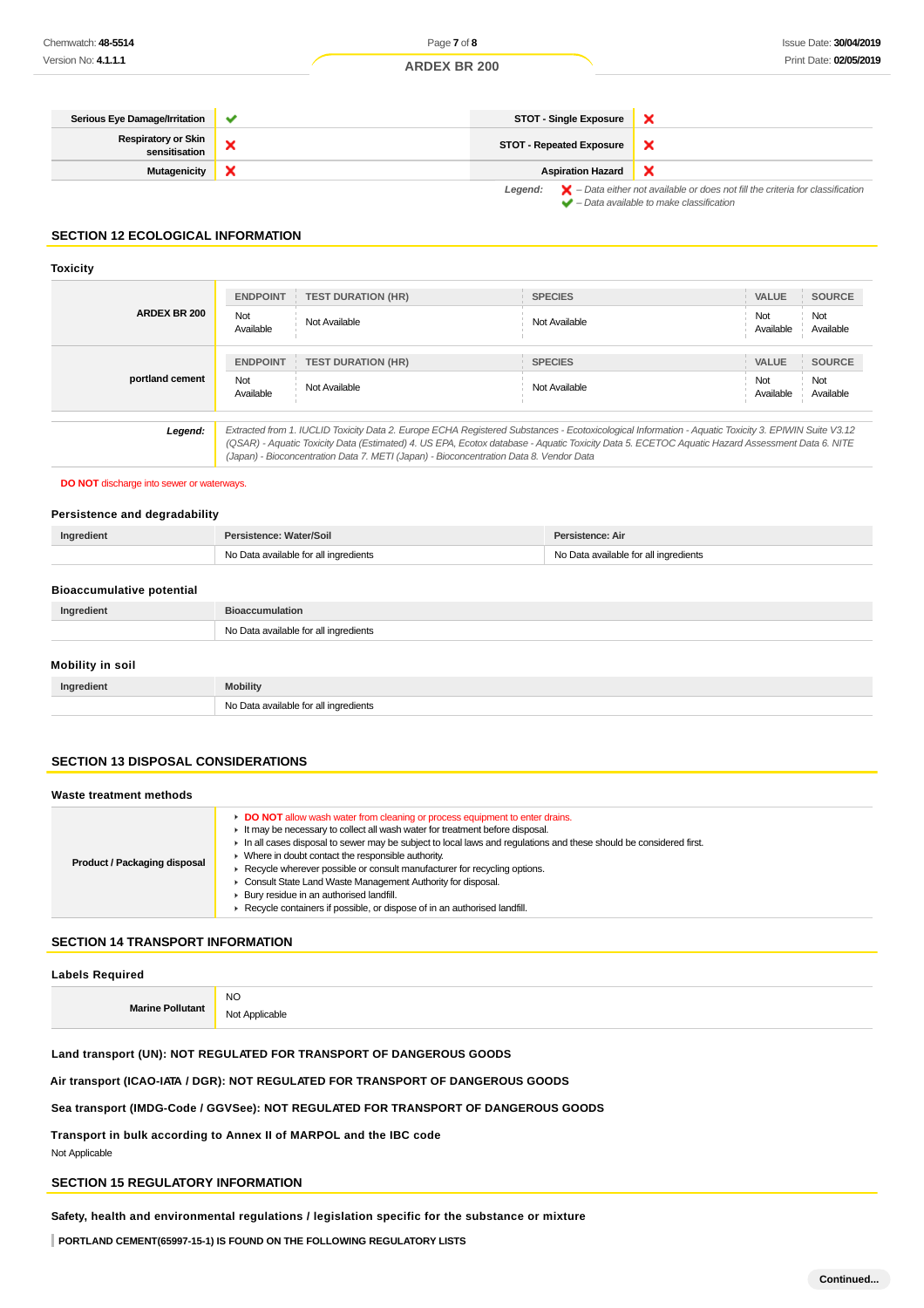| | | | |
|---|---|---|---|
| **Serious Eye Damage/Irritation** | ✔ | **STOT - Single Exposure** | ✘ |
| **Respiratory or Skin sensitisation** | ✘ | **STOT - Repeated Exposure** | ✘ |
| **Mutagenicity** | ✘ | **Aspiration Hazard** | ✘ |

***Legend:*** ✘ *– Data either not available or does not fill the criteria for classification*
✔ *– Data available to make classification*

## SECTION 12 ECOLOGICAL INFORMATION

### Toxicity

| | ENDPOINT | TEST DURATION (HR) | SPECIES | VALUE | SOURCE |
|---|---|---|---|---|---|
| **ARDEX BR 200** | Not Available | Not Available | Not Available | Not Available | Not Available |
| **portland cement** | Not Available | Not Available | Not Available | Not Available | Not Available |

***Legend:*** *Extracted from 1. IUCLID Toxicity Data 2. Europe ECHA Registered Substances - Ecotoxicological Information - Aquatic Toxicity 3. EPIWIN Suite V3.12 (QSAR) - Aquatic Toxicity Data (Estimated) 4. US EPA, Ecotox database - Aquatic Toxicity Data 5. ECETOC Aquatic Hazard Assessment Data 6. NITE (Japan) - Bioconcentration Data 7. METI (Japan) - Bioconcentration Data 8. Vendor Data*

**DO NOT** discharge into sewer or waterways.

### Persistence and degradability

| Ingredient | Persistence: Water/Soil | Persistence: Air |
|---|---|---|
| | No Data available for all ingredients | No Data available for all ingredients |

### Bioaccumulative potential

| Ingredient | Bioaccumulation |
|---|---|
| | No Data available for all ingredients |

### Mobility in soil

| Ingredient | Mobility |
|---|---|
| | No Data available for all ingredients |

## SECTION 13 DISPOSAL CONSIDERATIONS

### Waste treatment methods

**Product / Packaging disposal**

- **DO NOT** allow wash water from cleaning or process equipment to enter drains.
- It may be necessary to collect all wash water for treatment before disposal.
- In all cases disposal to sewer may be subject to local laws and regulations and these should be considered first.
- Where in doubt contact the responsible authority.
- Recycle wherever possible or consult manufacturer for recycling options.
- Consult State Land Waste Management Authority for disposal.
- Bury residue in an authorised landfill.
- Recycle containers if possible, or dispose of in an authorised landfill.

## SECTION 14 TRANSPORT INFORMATION

### Labels Required

| | |
|---|---|
| **Marine Pollutant** | NO |
| | Not Applicable |

**Land transport (UN): NOT REGULATED FOR TRANSPORT OF DANGEROUS GOODS**

**Air transport (ICAO-IATA / DGR): NOT REGULATED FOR TRANSPORT OF DANGEROUS GOODS**

**Sea transport (IMDG-Code / GGVSee): NOT REGULATED FOR TRANSPORT OF DANGEROUS GOODS**

**Transport in bulk according to Annex II of MARPOL and the IBC code**

Not Applicable

## SECTION 15 REGULATORY INFORMATION

### Safety, health and environmental regulations / legislation specific for the substance or mixture

**PORTLAND CEMENT(65997-15-1) IS FOUND ON THE FOLLOWING REGULATORY LISTS**

Continued...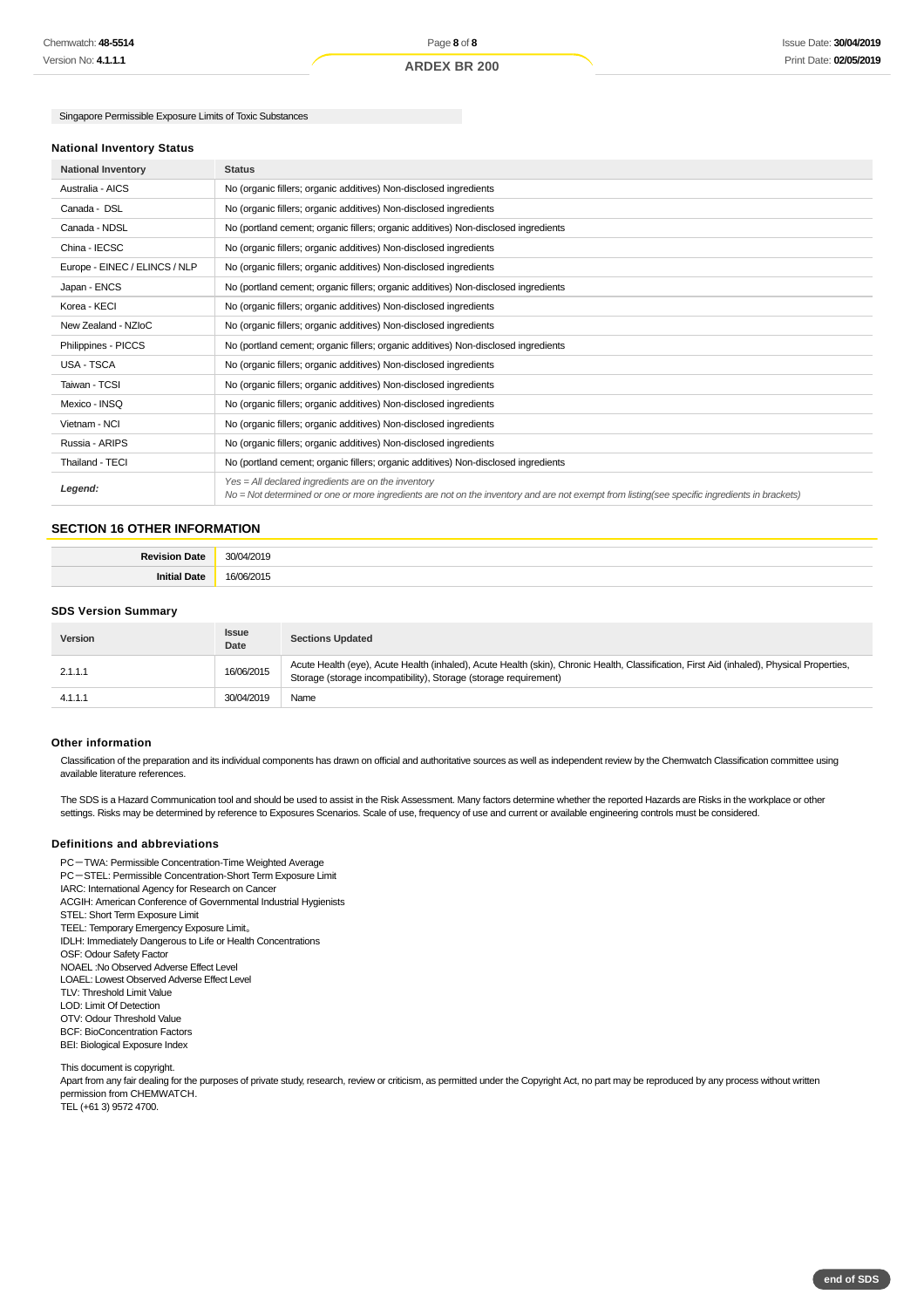Singapore Permissible Exposure Limits of Toxic Substances

### National Inventory Status

| National Inventory | Status |
|---|---|
| Australia - AICS | No (organic fillers; organic additives) Non-disclosed ingredients |
| Canada - DSL | No (organic fillers; organic additives) Non-disclosed ingredients |
| Canada - NDSL | No (portland cement; organic fillers; organic additives) Non-disclosed ingredients |
| China - IECSC | No (organic fillers; organic additives) Non-disclosed ingredients |
| Europe - EINEC / ELINCS / NLP | No (organic fillers; organic additives) Non-disclosed ingredients |
| Japan - ENCS | No (portland cement; organic fillers; organic additives) Non-disclosed ingredients |
| Korea - KECI | No (organic fillers; organic additives) Non-disclosed ingredients |
| New Zealand - NZIoC | No (organic fillers; organic additives) Non-disclosed ingredients |
| Philippines - PICCS | No (portland cement; organic fillers; organic additives) Non-disclosed ingredients |
| USA - TSCA | No (organic fillers; organic additives) Non-disclosed ingredients |
| Taiwan - TCSI | No (organic fillers; organic additives) Non-disclosed ingredients |
| Mexico - INSQ | No (organic fillers; organic additives) Non-disclosed ingredients |
| Vietnam - NCI | No (organic fillers; organic additives) Non-disclosed ingredients |
| Russia - ARIPS | No (organic fillers; organic additives) Non-disclosed ingredients |
| Thailand - TECI | No (portland cement; organic fillers; organic additives) Non-disclosed ingredients |
| ***Legend:*** | *Yes = All declared ingredients are on the inventory*<br>*No = Not determined or one or more ingredients are not on the inventory and are not exempt from listing(see specific ingredients in brackets)* |

## SECTION 16 OTHER INFORMATION

| | |
|---|---|
| **Revision Date** | 30/04/2019 |
| **Initial Date** | 16/06/2015 |

### SDS Version Summary

| Version | Issue Date | Sections Updated |
|---|---|---|
| 2.1.1.1 | 16/06/2015 | Acute Health (eye), Acute Health (inhaled), Acute Health (skin), Chronic Health, Classification, First Aid (inhaled), Physical Properties, Storage (storage incompatibility), Storage (storage requirement) |
| 4.1.1.1 | 30/04/2019 | Name |

### Other information

Classification of the preparation and its individual components has drawn on official and authoritative sources as well as independent review by the Chemwatch Classification committee using available literature references.

The SDS is a Hazard Communication tool and should be used to assist in the Risk Assessment. Many factors determine whether the reported Hazards are Risks in the workplace or other settings. Risks may be determined by reference to Exposures Scenarios. Scale of use, frequency of use and current or available engineering controls must be considered.

### Definitions and abbreviations

PC－TWA: Permissible Concentration-Time Weighted Average
PC－STEL: Permissible Concentration-Short Term Exposure Limit
IARC: International Agency for Research on Cancer
ACGIH: American Conference of Governmental Industrial Hygienists
STEL: Short Term Exposure Limit
TEEL: Temporary Emergency Exposure Limit。
IDLH: Immediately Dangerous to Life or Health Concentrations
OSF: Odour Safety Factor
NOAEL :No Observed Adverse Effect Level
LOAEL: Lowest Observed Adverse Effect Level
TLV: Threshold Limit Value
LOD: Limit Of Detection
OTV: Odour Threshold Value
BCF: BioConcentration Factors
BEI: Biological Exposure Index

This document is copyright.
Apart from any fair dealing for the purposes of private study, research, review or criticism, as permitted under the Copyright Act, no part may be reproduced by any process without written permission from CHEMWATCH.
TEL (+61 3) 9572 4700.

end of SDS